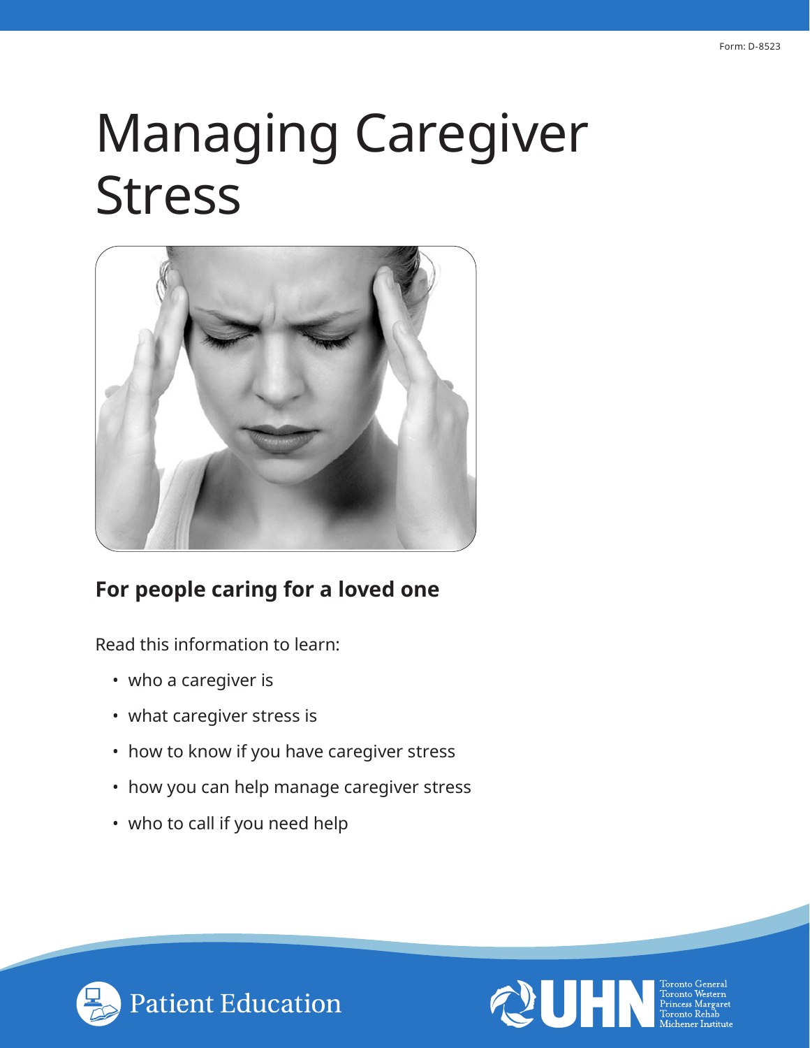Form: D-8523

# Managing Caregiver Stress

## For people caring for a loved one

Read this information to learn:

- who a caregiver is
- what caregiver stress is
- how to know if you have caregiver stress
- how you can help manage caregiver stress
- who to call if you need help

Patient Education

UHN Toronto General Toronto Western Princess Margaret Toronto Rehab Michener Institute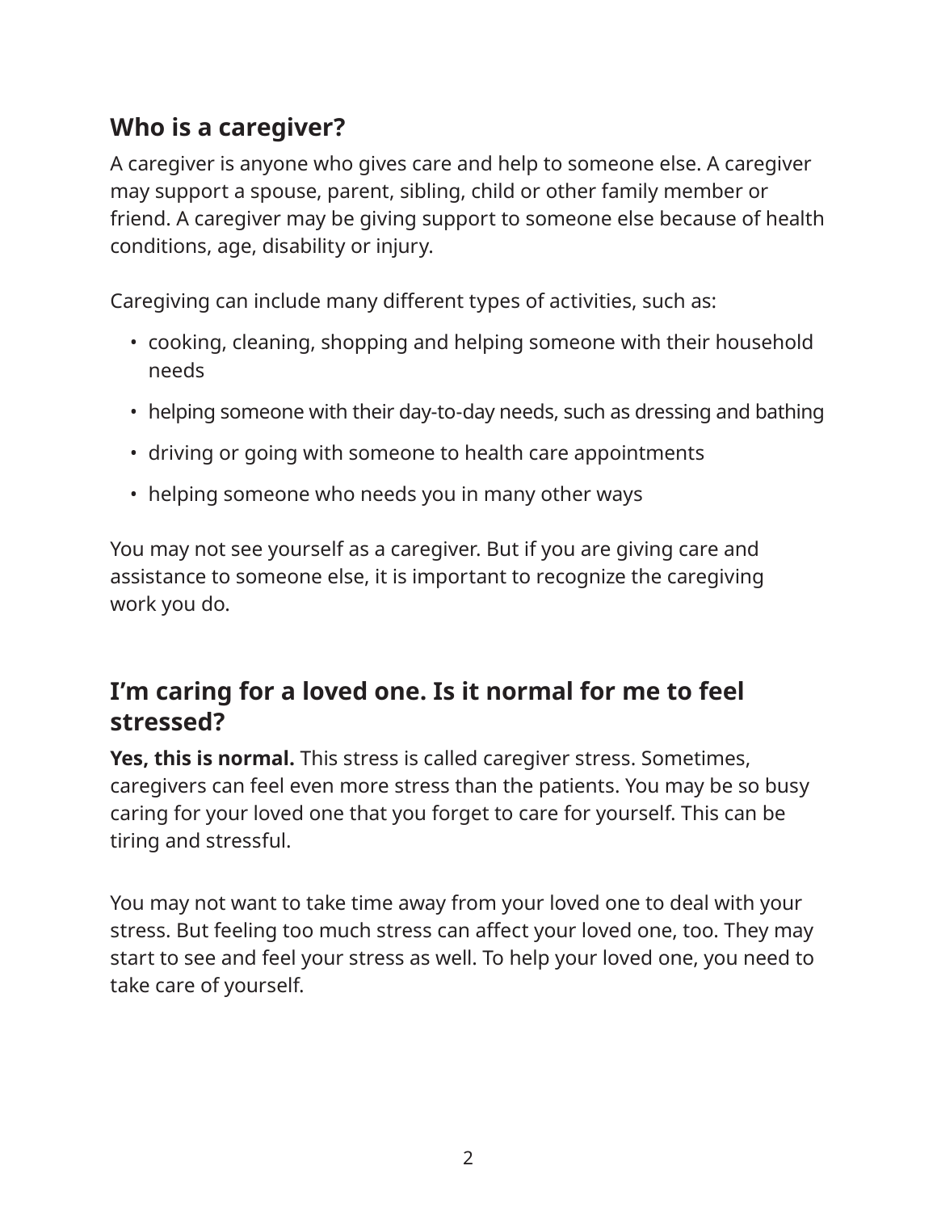## Who is a caregiver?

A caregiver is anyone who gives care and help to someone else. A caregiver may support a spouse, parent, sibling, child or other family member or friend. A caregiver may be giving support to someone else because of health conditions, age, disability or injury.

Caregiving can include many different types of activities, such as:

- cooking, cleaning, shopping and helping someone with their household needs
- helping someone with their day-to-day needs, such as dressing and bathing
- driving or going with someone to health care appointments
- helping someone who needs you in many other ways

You may not see yourself as a caregiver. But if you are giving care and assistance to someone else, it is important to recognize the caregiving work you do.

## I'm caring for a loved one. Is it normal for me to feel stressed?

**Yes, this is normal.** This stress is called caregiver stress. Sometimes, caregivers can feel even more stress than the patients. You may be so busy caring for your loved one that you forget to care for yourself. This can be tiring and stressful.

You may not want to take time away from your loved one to deal with your stress. But feeling too much stress can affect your loved one, too. They may start to see and feel your stress as well. To help your loved one, you need to take care of yourself.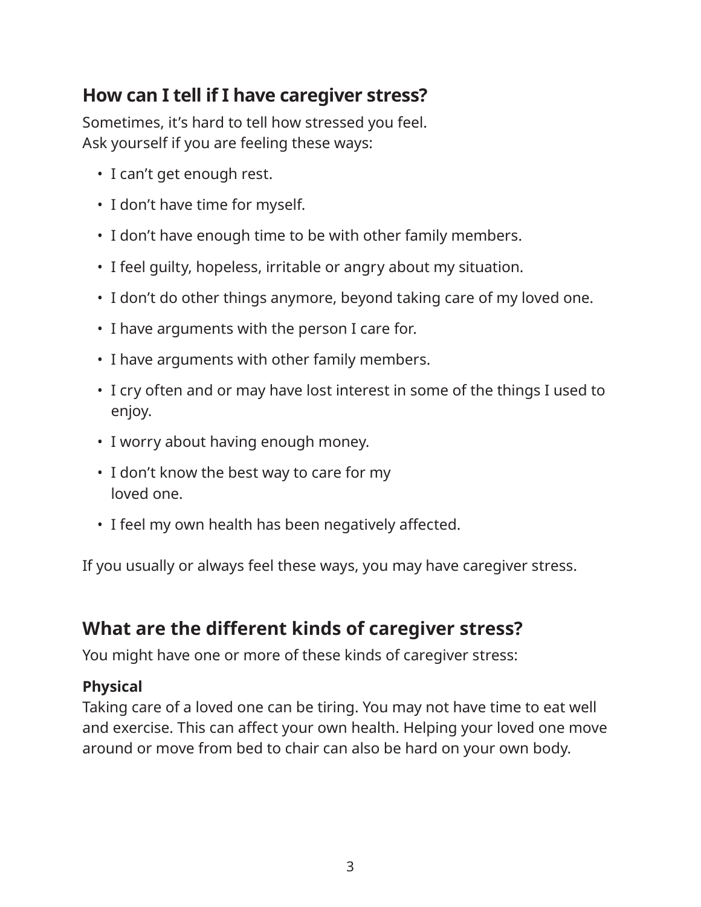## How can I tell if I have caregiver stress?

Sometimes, it's hard to tell how stressed you feel.
Ask yourself if you are feeling these ways:

- I can't get enough rest.
- I don't have time for myself.
- I don't have enough time to be with other family members.
- I feel guilty, hopeless, irritable or angry about my situation.
- I don't do other things anymore, beyond taking care of my loved one.
- I have arguments with the person I care for.
- I have arguments with other family members.
- I cry often and or may have lost interest in some of the things I used to enjoy.
- I worry about having enough money.
- I don't know the best way to care for my loved one.
- I feel my own health has been negatively affected.

If you usually or always feel these ways, you may have caregiver stress.

## What are the different kinds of caregiver stress?

You might have one or more of these kinds of caregiver stress:

**Physical**
Taking care of a loved one can be tiring. You may not have time to eat well and exercise. This can affect your own health. Helping your loved one move around or move from bed to chair can also be hard on your own body.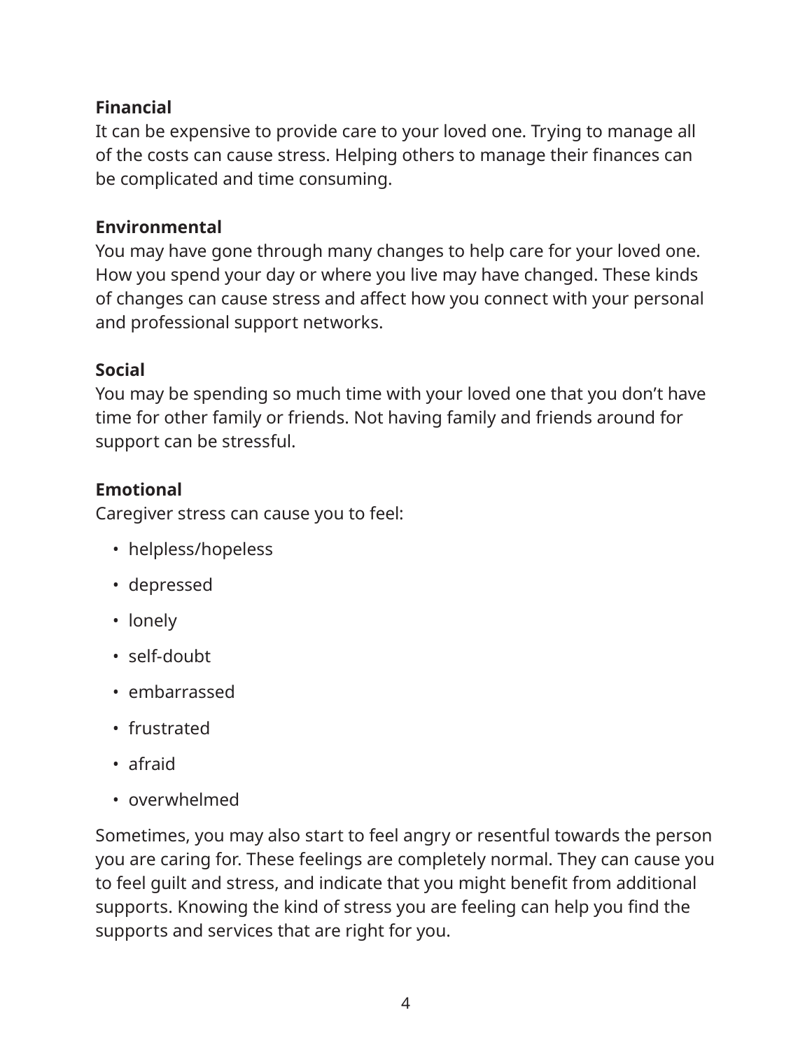**Financial**
It can be expensive to provide care to your loved one. Trying to manage all of the costs can cause stress. Helping others to manage their finances can be complicated and time consuming.

**Environmental**
You may have gone through many changes to help care for your loved one. How you spend your day or where you live may have changed. These kinds of changes can cause stress and affect how you connect with your personal and professional support networks.

**Social**
You may be spending so much time with your loved one that you don't have time for other family or friends. Not having family and friends around for support can be stressful.

**Emotional**
Caregiver stress can cause you to feel:

- helpless/hopeless
- depressed
- lonely
- self-doubt
- embarrassed
- frustrated
- afraid
- overwhelmed

Sometimes, you may also start to feel angry or resentful towards the person you are caring for. These feelings are completely normal. They can cause you to feel guilt and stress, and indicate that you might benefit from additional supports. Knowing the kind of stress you are feeling can help you find the supports and services that are right for you.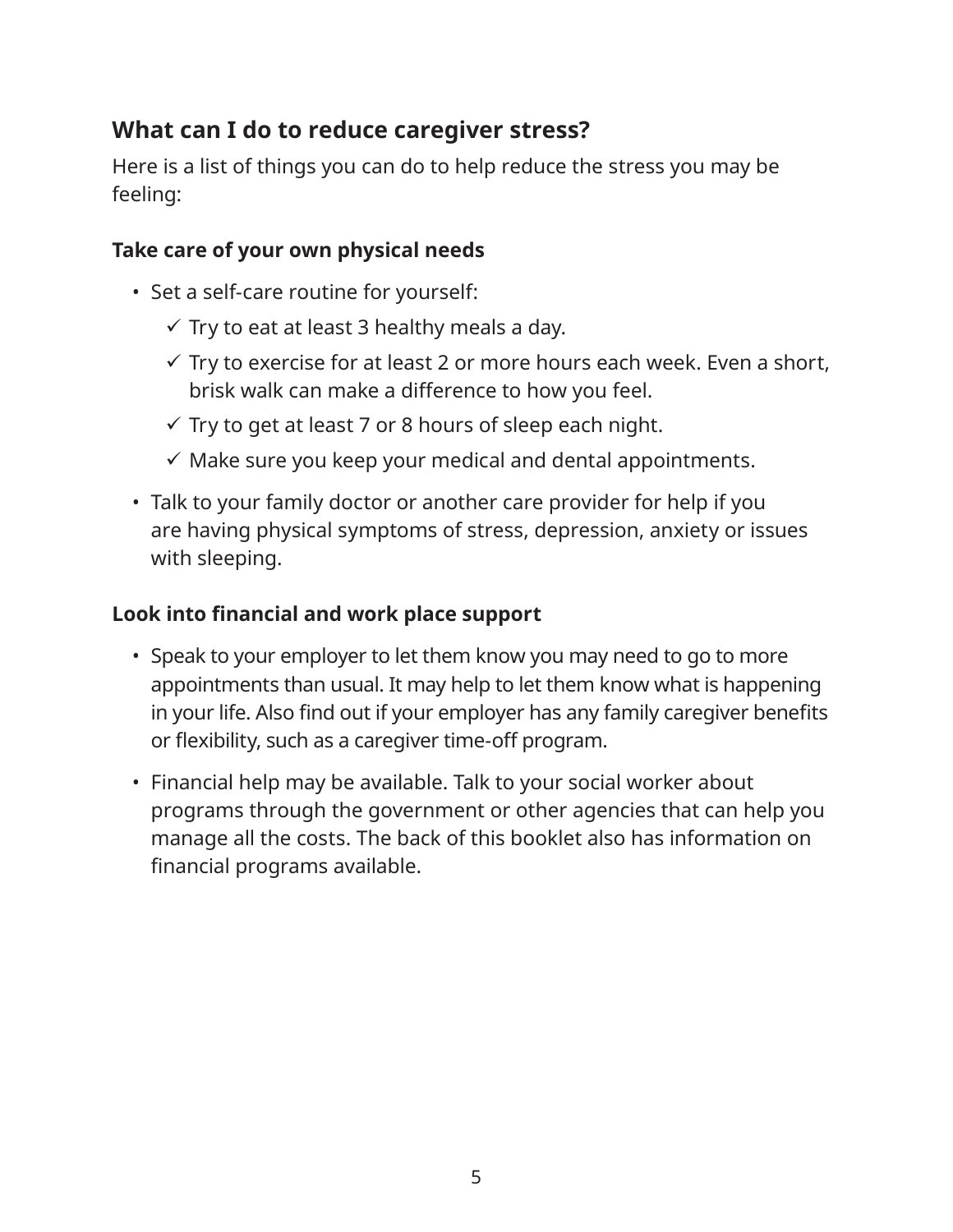## What can I do to reduce caregiver stress?

Here is a list of things you can do to help reduce the stress you may be feeling:

### Take care of your own physical needs

- Set a self-care routine for yourself:
  - ✓ Try to eat at least 3 healthy meals a day.
  - ✓ Try to exercise for at least 2 or more hours each week. Even a short, brisk walk can make a difference to how you feel.
  - ✓ Try to get at least 7 or 8 hours of sleep each night.
  - ✓ Make sure you keep your medical and dental appointments.
- Talk to your family doctor or another care provider for help if you are having physical symptoms of stress, depression, anxiety or issues with sleeping.

### Look into financial and work place support

- Speak to your employer to let them know you may need to go to more appointments than usual. It may help to let them know what is happening in your life. Also find out if your employer has any family caregiver benefits or flexibility, such as a caregiver time-off program.
- Financial help may be available. Talk to your social worker about programs through the government or other agencies that can help you manage all the costs. The back of this booklet also has information on financial programs available.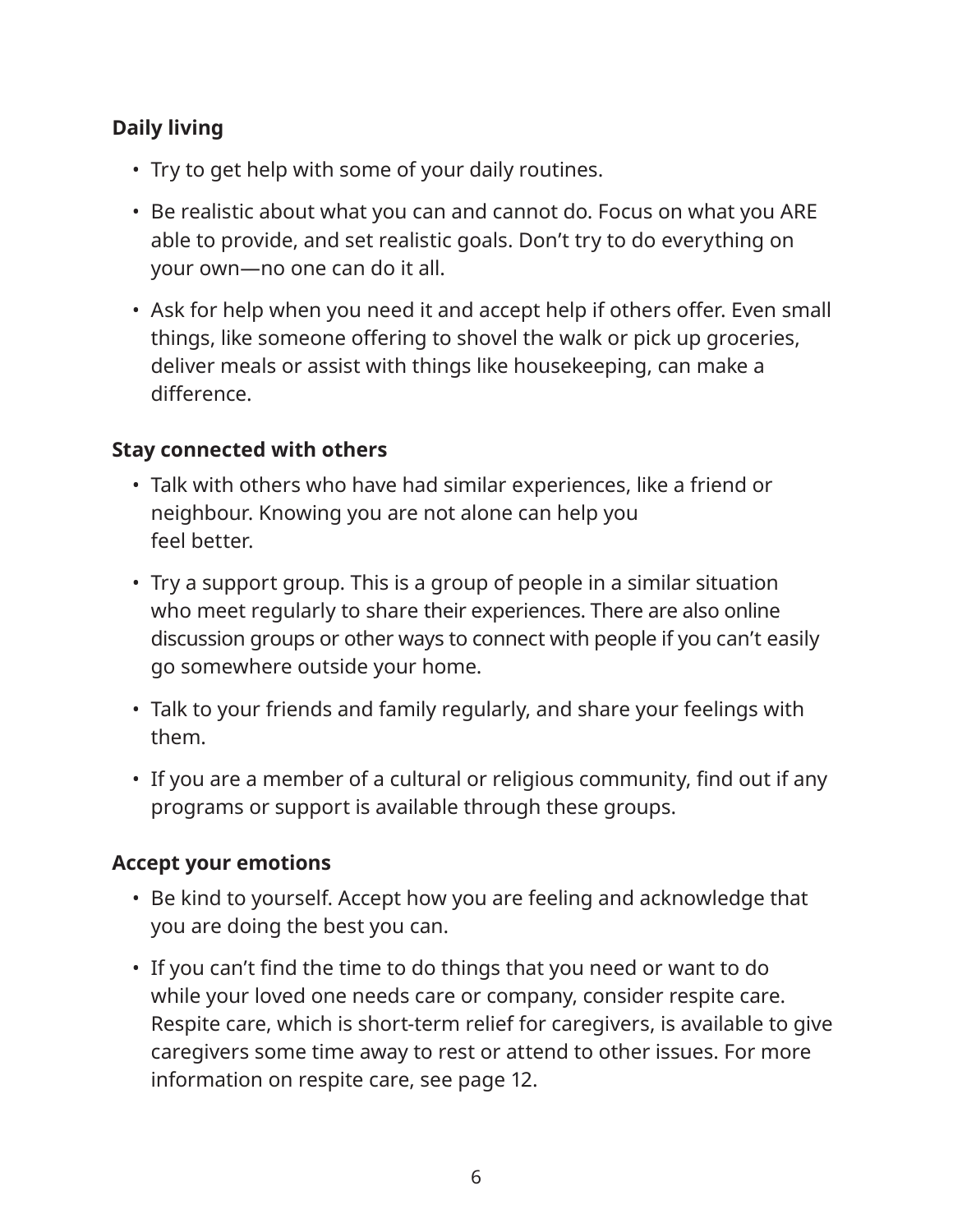**Daily living**

- Try to get help with some of your daily routines.
- Be realistic about what you can and cannot do. Focus on what you ARE able to provide, and set realistic goals. Don't try to do everything on your own—no one can do it all.
- Ask for help when you need it and accept help if others offer. Even small things, like someone offering to shovel the walk or pick up groceries, deliver meals or assist with things like housekeeping, can make a difference.

**Stay connected with others**

- Talk with others who have had similar experiences, like a friend or neighbour. Knowing you are not alone can help you feel better.
- Try a support group. This is a group of people in a similar situation who meet regularly to share their experiences. There are also online discussion groups or other ways to connect with people if you can't easily go somewhere outside your home.
- Talk to your friends and family regularly, and share your feelings with them.
- If you are a member of a cultural or religious community, find out if any programs or support is available through these groups.

**Accept your emotions**

- Be kind to yourself. Accept how you are feeling and acknowledge that you are doing the best you can.
- If you can't find the time to do things that you need or want to do while your loved one needs care or company, consider respite care. Respite care, which is short-term relief for caregivers, is available to give caregivers some time away to rest or attend to other issues. For more information on respite care, see page 12.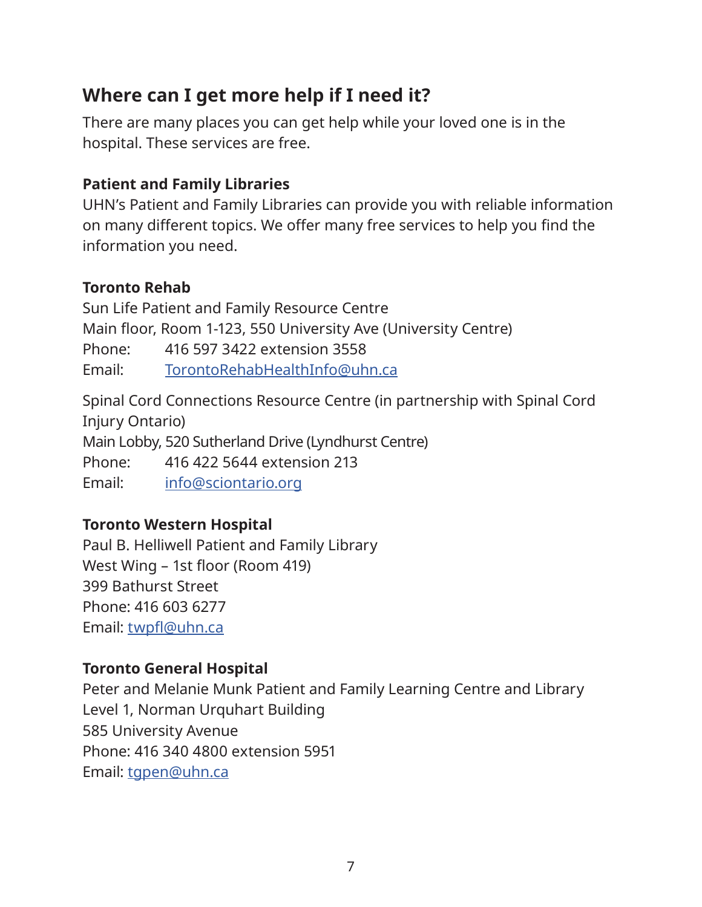## Where can I get more help if I need it?

There are many places you can get help while your loved one is in the hospital. These services are free.

### Patient and Family Libraries

UHN's Patient and Family Libraries can provide you with reliable information on many different topics. We offer many free services to help you find the information you need.

### Toronto Rehab

Sun Life Patient and Family Resource Centre
Main floor, Room 1-123, 550 University Ave (University Centre)
Phone: 416 597 3422 extension 3558
Email: TorontoRehabHealthInfo@uhn.ca

Spinal Cord Connections Resource Centre (in partnership with Spinal Cord Injury Ontario)
Main Lobby, 520 Sutherland Drive (Lyndhurst Centre)
Phone: 416 422 5644 extension 213
Email: info@sciontario.org

### Toronto Western Hospital

Paul B. Helliwell Patient and Family Library
West Wing – 1st floor (Room 419)
399 Bathurst Street
Phone: 416 603 6277
Email: twpfl@uhn.ca

### Toronto General Hospital

Peter and Melanie Munk Patient and Family Learning Centre and Library
Level 1, Norman Urquhart Building
585 University Avenue
Phone: 416 340 4800 extension 5951
Email: tgpen@uhn.ca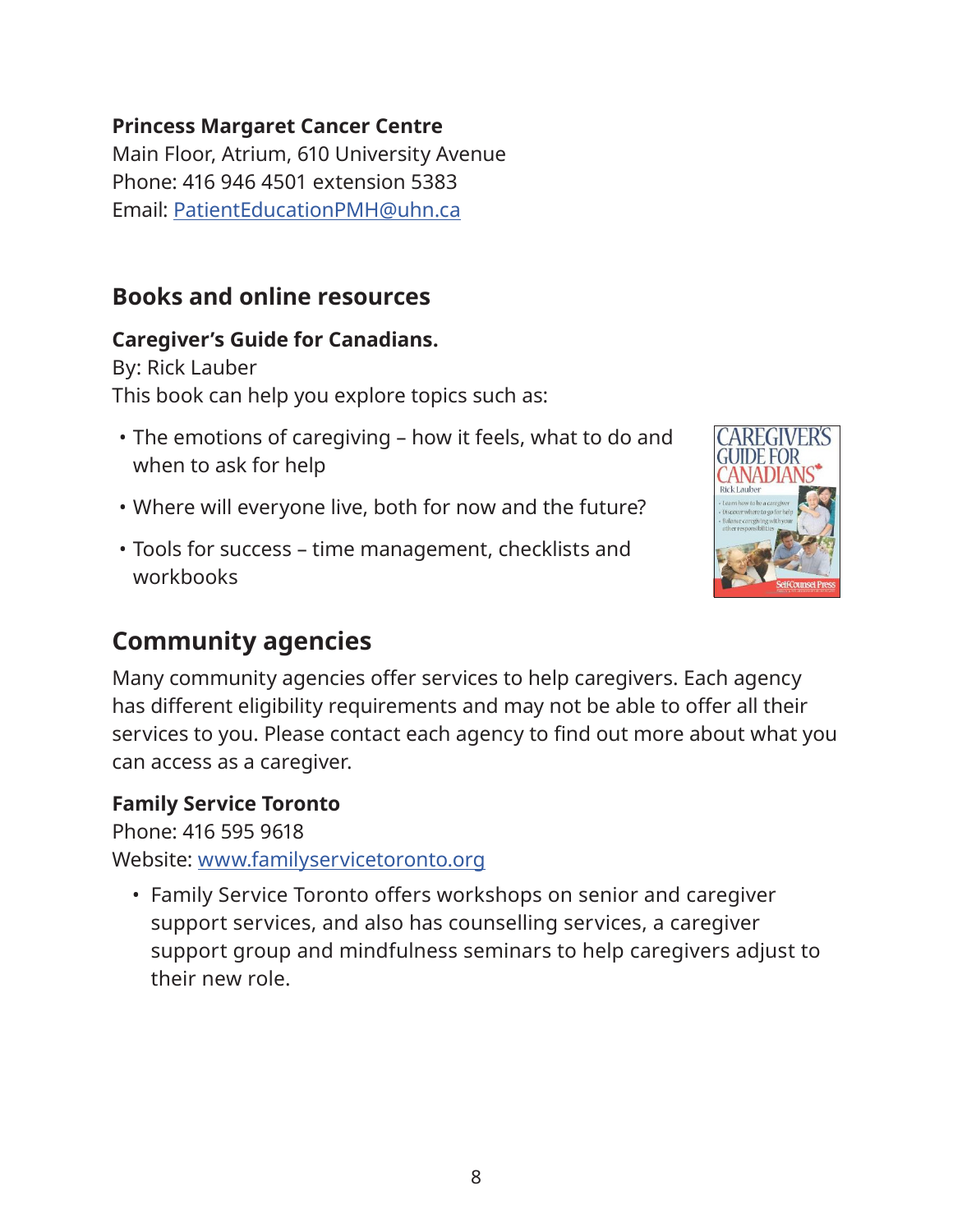**Princess Margaret Cancer Centre**
Main Floor, Atrium, 610 University Avenue
Phone: 416 946 4501 extension 5383
Email: PatientEducationPMH@uhn.ca

## Books and online resources

**Caregiver's Guide for Canadians.**
By: Rick Lauber
This book can help you explore topics such as:

- The emotions of caregiving – how it feels, what to do and when to ask for help
- Where will everyone live, both for now and the future?
- Tools for success – time management, checklists and workbooks

## Community agencies

Many community agencies offer services to help caregivers. Each agency has different eligibility requirements and may not be able to offer all their services to you. Please contact each agency to find out more about what you can access as a caregiver.

**Family Service Toronto**
Phone: 416 595 9618
Website: www.familyservicetoronto.org

- Family Service Toronto offers workshops on senior and caregiver support services, and also has counselling services, a caregiver support group and mindfulness seminars to help caregivers adjust to their new role.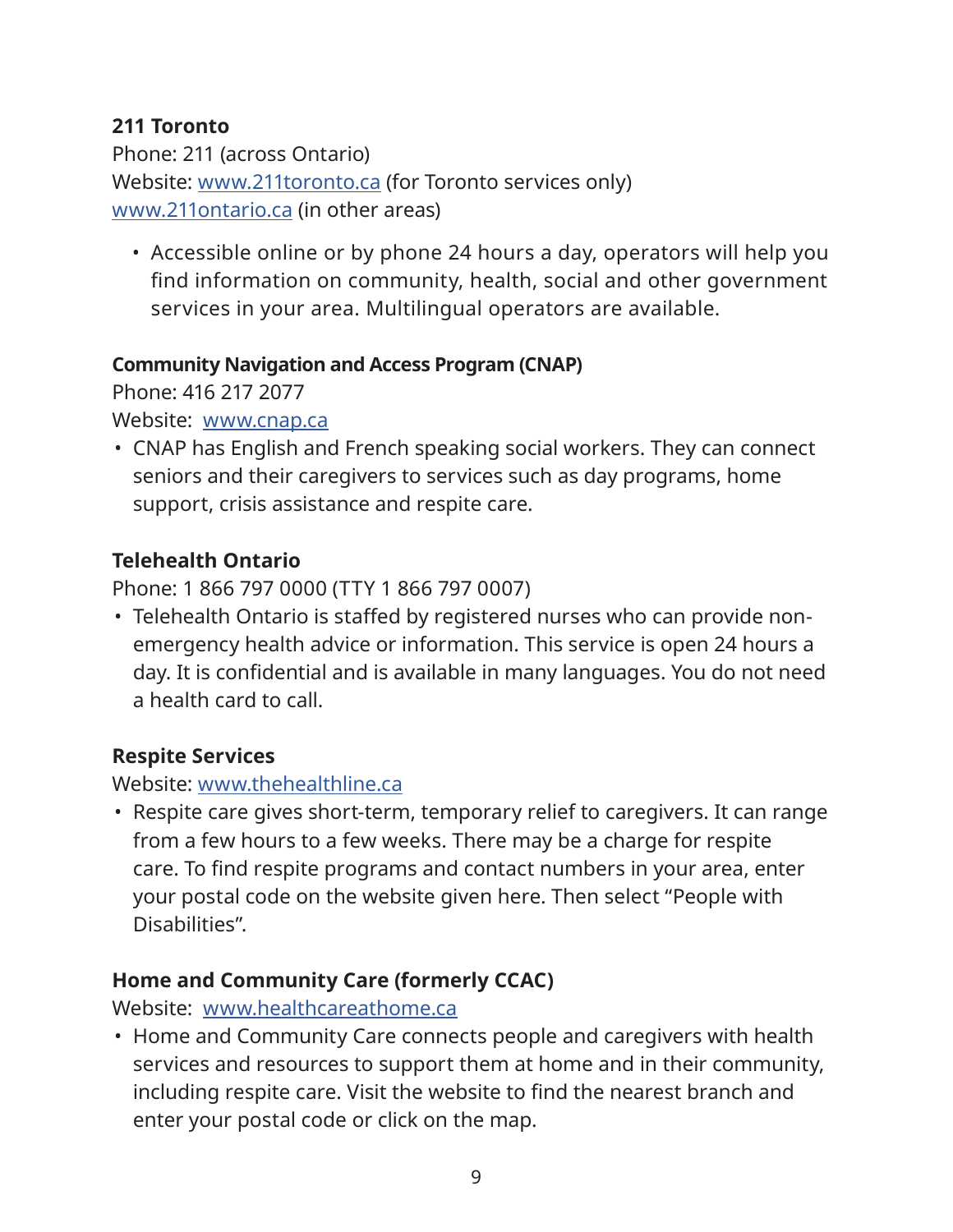**211 Toronto**

Phone: 211 (across Ontario)
Website: www.211toronto.ca (for Toronto services only)
www.211ontario.ca (in other areas)

- Accessible online or by phone 24 hours a day, operators will help you find information on community, health, social and other government services in your area. Multilingual operators are available.

**Community Navigation and Access Program (CNAP)**

Phone: 416 217 2077
Website: www.cnap.ca

- CNAP has English and French speaking social workers. They can connect seniors and their caregivers to services such as day programs, home support, crisis assistance and respite care.

**Telehealth Ontario**

Phone: 1 866 797 0000 (TTY 1 866 797 0007)

- Telehealth Ontario is staffed by registered nurses who can provide non-emergency health advice or information. This service is open 24 hours a day. It is confidential and is available in many languages. You do not need a health card to call.

**Respite Services**

Website: www.thehealthline.ca

- Respite care gives short-term, temporary relief to caregivers. It can range from a few hours to a few weeks. There may be a charge for respite care. To find respite programs and contact numbers in your area, enter your postal code on the website given here. Then select "People with Disabilities".

**Home and Community Care (formerly CCAC)**

Website: www.healthcareathome.ca

- Home and Community Care connects people and caregivers with health services and resources to support them at home and in their community, including respite care. Visit the website to find the nearest branch and enter your postal code or click on the map.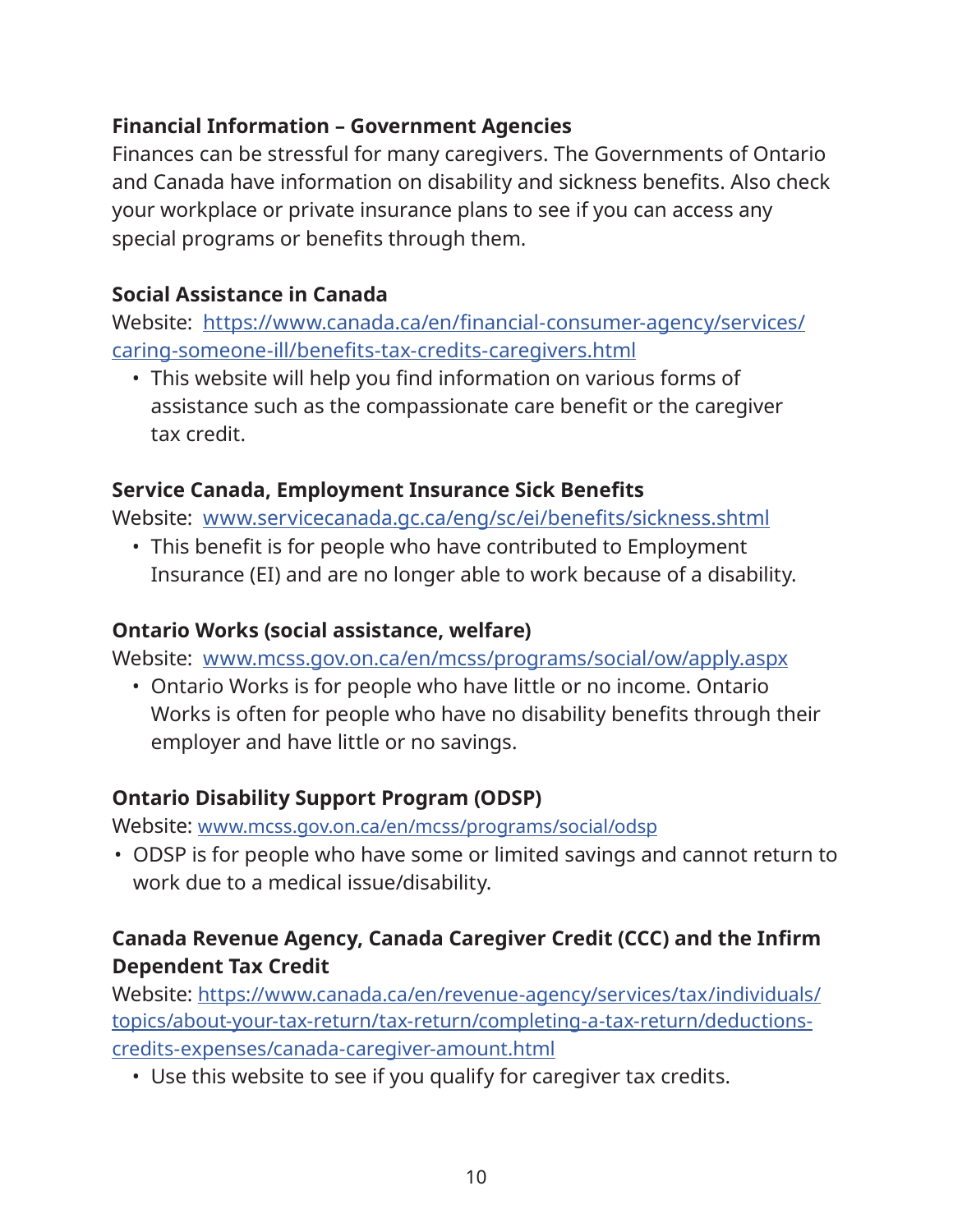### Financial Information – Government Agencies

Finances can be stressful for many caregivers. The Governments of Ontario and Canada have information on disability and sickness benefits. Also check your workplace or private insurance plans to see if you can access any special programs or benefits through them.

**Social Assistance in Canada**

Website: https://www.canada.ca/en/financial-consumer-agency/services/caring-someone-ill/benefits-tax-credits-caregivers.html

- This website will help you find information on various forms of assistance such as the compassionate care benefit or the caregiver tax credit.

**Service Canada, Employment Insurance Sick Benefits**

Website: www.servicecanada.gc.ca/eng/sc/ei/benefits/sickness.shtml

- This benefit is for people who have contributed to Employment Insurance (EI) and are no longer able to work because of a disability.

**Ontario Works (social assistance, welfare)**

Website: www.mcss.gov.on.ca/en/mcss/programs/social/ow/apply.aspx

- Ontario Works is for people who have little or no income. Ontario Works is often for people who have no disability benefits through their employer and have little or no savings.

**Ontario Disability Support Program (ODSP)**

Website: www.mcss.gov.on.ca/en/mcss/programs/social/odsp

- ODSP is for people who have some or limited savings and cannot return to work due to a medical issue/disability.

**Canada Revenue Agency, Canada Caregiver Credit (CCC) and the Infirm Dependent Tax Credit**

Website: https://www.canada.ca/en/revenue-agency/services/tax/individuals/topics/about-your-tax-return/tax-return/completing-a-tax-return/deductions-credits-expenses/canada-caregiver-amount.html

- Use this website to see if you qualify for caregiver tax credits.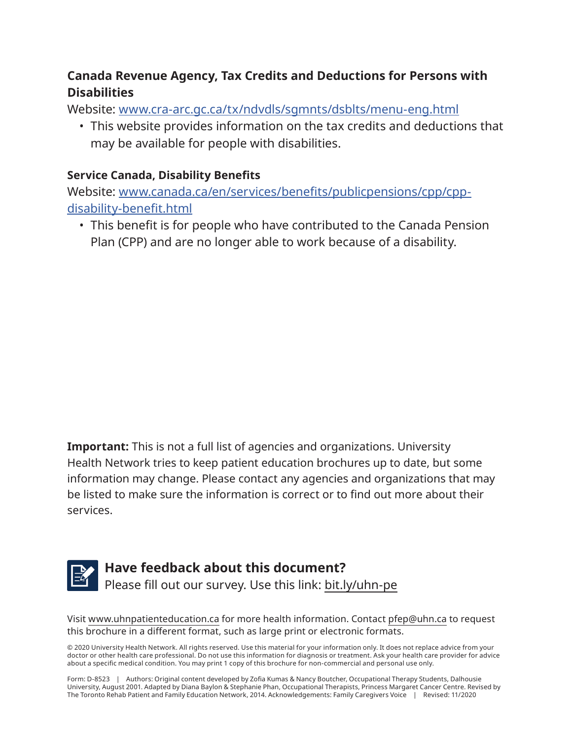**Canada Revenue Agency, Tax Credits and Deductions for Persons with Disabilities**

Website: www.cra-arc.gc.ca/tx/ndvdls/sgmnts/dsblts/menu-eng.html

- This website provides information on the tax credits and deductions that may be available for people with disabilities.

**Service Canada, Disability Benefits**

Website: www.canada.ca/en/services/benefits/publicpensions/cpp/cpp-disability-benefit.html

- This benefit is for people who have contributed to the Canada Pension Plan (CPP) and are no longer able to work because of a disability.

**Important:** This is not a full list of agencies and organizations. University Health Network tries to keep patient education brochures up to date, but some information may change. Please contact any agencies and organizations that may be listed to make sure the information is correct or to find out more about their services.

**Have feedback about this document?**

Please fill out our survey. Use this link: bit.ly/uhn-pe

Visit www.uhnpatienteducation.ca for more health information. Contact pfep@uhn.ca to request this brochure in a different format, such as large print or electronic formats.

© 2020 University Health Network. All rights reserved. Use this material for your information only. It does not replace advice from your doctor or other health care professional. Do not use this information for diagnosis or treatment. Ask your health care provider for advice about a specific medical condition. You may print 1 copy of this brochure for non-commercial and personal use only.

Form: D-8523 | Authors: Original content developed by Zofia Kumas & Nancy Boutcher, Occupational Therapy Students, Dalhousie University, August 2001. Adapted by Diana Baylon & Stephanie Phan, Occupational Therapists, Princess Margaret Cancer Centre. Revised by The Toronto Rehab Patient and Family Education Network, 2014. Acknowledgements: Family Caregivers Voice | Revised: 11/2020